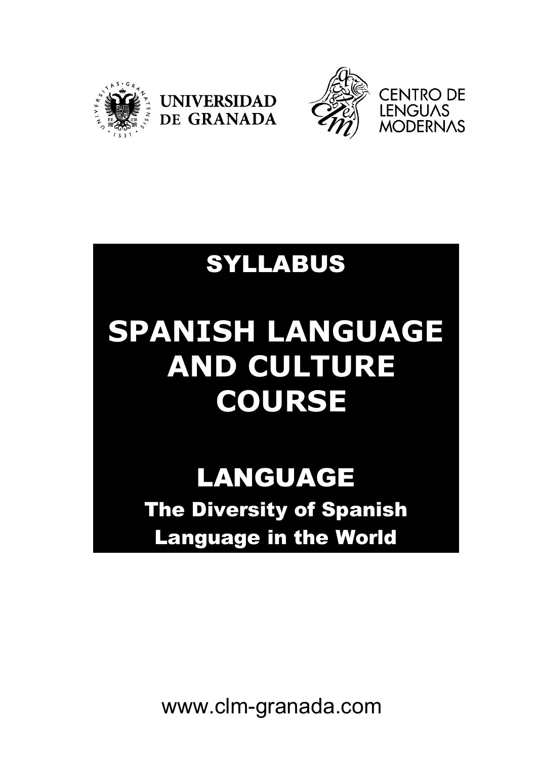UNIVERSIDAD DE GRANADA

CENTRO DE LENGUAS MODERNAS

# SYLLABUS

# SPANISH LANGUAGE AND CULTURE COURSE

## LANGUAGE

### The Diversity of Spanish Language in the World

www.clm-granada.com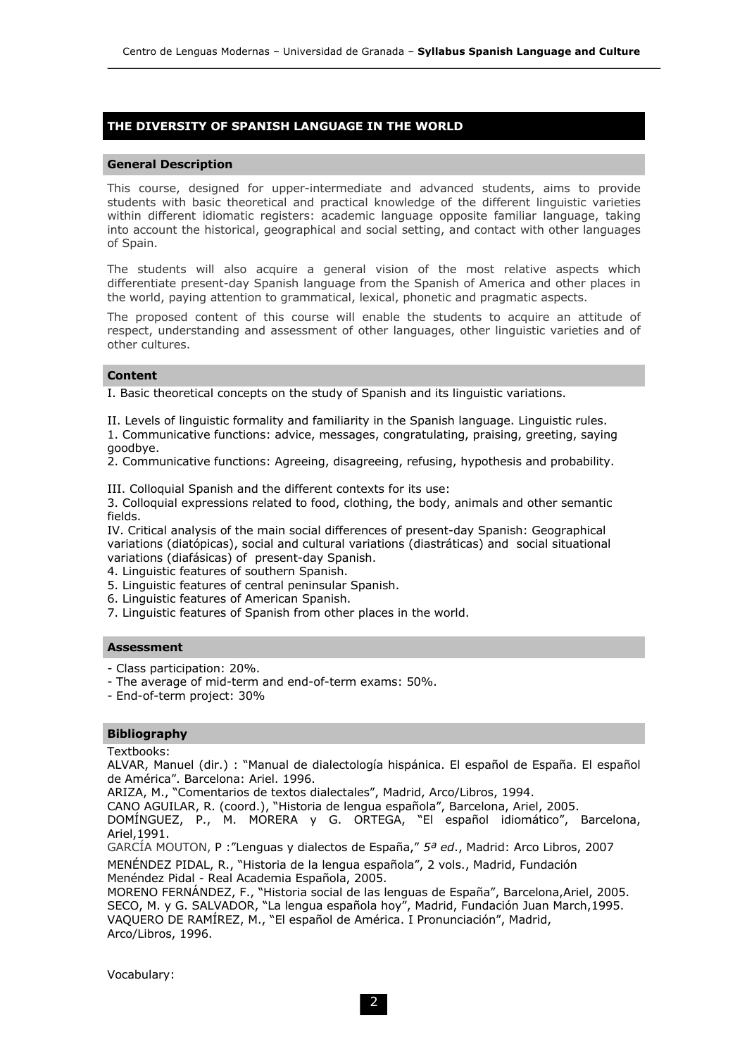## THE DIVERSITY OF SPANISH LANGUAGE IN THE WORLD

### General Description

This course, designed for upper-intermediate and advanced students, aims to provide students with basic theoretical and practical knowledge of the different linguistic varieties within different idiomatic registers: academic language opposite familiar language, taking into account the historical, geographical and social setting, and contact with other languages of Spain.

The students will also acquire a general vision of the most relative aspects which differentiate present-day Spanish language from the Spanish of America and other places in the world, paying attention to grammatical, lexical, phonetic and pragmatic aspects.

The proposed content of this course will enable the students to acquire an attitude of respect, understanding and assessment of other languages, other linguistic varieties and of other cultures.

### Content

I. Basic theoretical concepts on the study of Spanish and its linguistic variations.

II. Levels of linguistic formality and familiarity in the Spanish language. Linguistic rules.
1. Communicative functions: advice, messages, congratulating, praising, greeting, saying goodbye.
2. Communicative functions: Agreeing, disagreeing, refusing, hypothesis and probability.

III. Colloquial Spanish and the different contexts for its use:
3. Colloquial expressions related to food, clothing, the body, animals and other semantic fields.

IV. Critical analysis of the main social differences of present-day Spanish: Geographical variations (diatópicas), social and cultural variations (diastráticas) and social situational variations (diafásicas) of present-day Spanish.
4. Linguistic features of southern Spanish.
5. Linguistic features of central peninsular Spanish.
6. Linguistic features of American Spanish.
7. Linguistic features of Spanish from other places in the world.

### Assessment

- Class participation: 20%.
- The average of mid-term and end-of-term exams: 50%.
- End-of-term project: 30%

### Bibliography

Textbooks:

ALVAR, Manuel (dir.) : "Manual de dialectología hispánica. El español de España. El español de América". Barcelona: Ariel. 1996.
ARIZA, M., "Comentarios de textos dialectales", Madrid, Arco/Libros, 1994.
CANO AGUILAR, R. (coord.), "Historia de lengua española", Barcelona, Ariel, 2005.
DOMÍNGUEZ, P., M. MORERA y G. ORTEGA, "El español idiomático", Barcelona, Ariel,1991.
GARCÍA MOUTON, P :"Lenguas y dialectos de España," *5ª ed*., Madrid: Arco Libros, 2007
MENÉNDEZ PIDAL, R., "Historia de la lengua española", 2 vols., Madrid, Fundación Menéndez Pidal - Real Academia Española, 2005.
MORENO FERNÁNDEZ, F., "Historia social de las lenguas de España", Barcelona,Ariel, 2005.
SECO, M. y G. SALVADOR, "La lengua española hoy", Madrid, Fundación Juan March,1995.
VAQUERO DE RAMÍREZ, M., "El español de América. I Pronunciación", Madrid, Arco/Libros, 1996.

Vocabulary: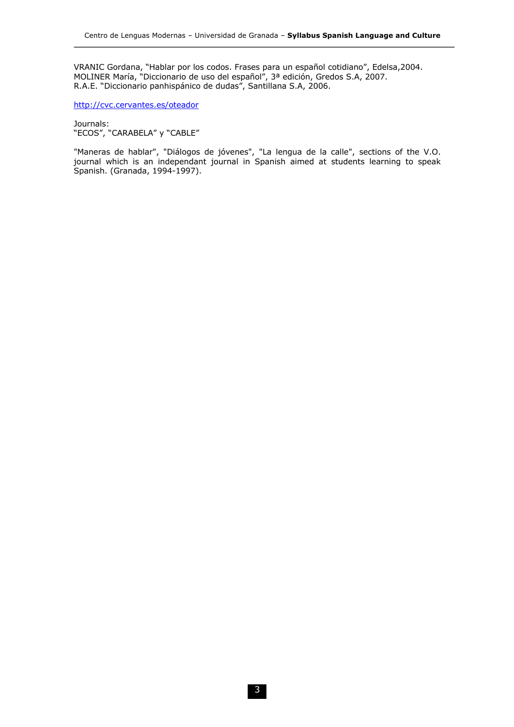VRANIC Gordana, "Hablar por los codos. Frases para un español cotidiano", Edelsa,2004.
MOLINER María, "Diccionario de uso del español", 3ª edición, Gredos S.A, 2007.
R.A.E. "Diccionario panhispánico de dudas", Santillana S.A, 2006.

http://cvc.cervantes.es/oteador

Journals:
"ECOS", "CARABELA" y "CABLE"

"Maneras de hablar", "Diálogos de jóvenes", "La lengua de la calle", sections of the V.O. journal which is an independant journal in Spanish aimed at students learning to speak Spanish. (Granada, 1994-1997).